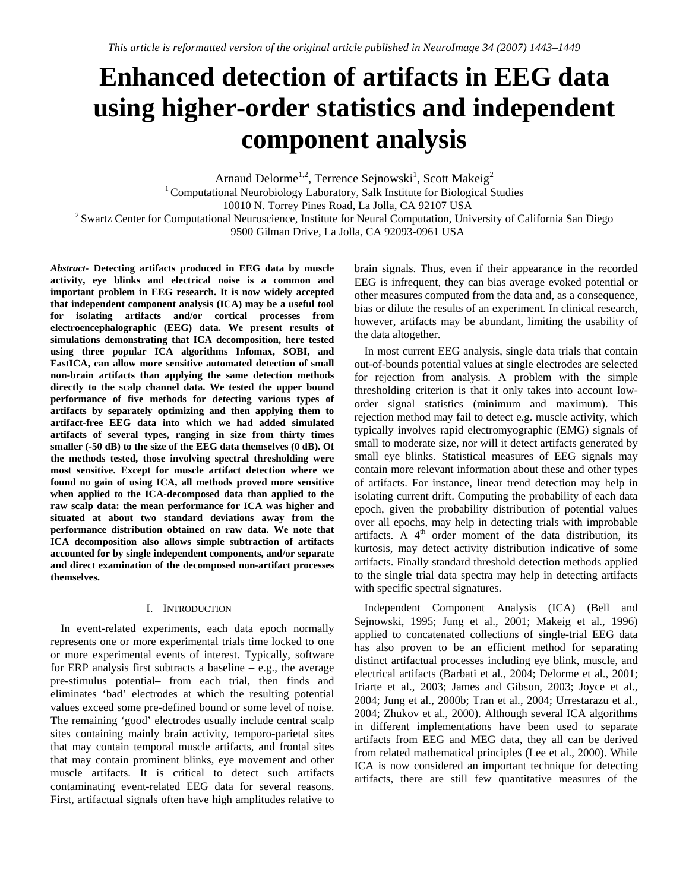*This article is reformatted version of the original article published in NeuroImage 34 (2007) 1443–1449*

# Enhanced detection of artifacts in EEG data using higher-order statistics and independent component analysis

Arnaud Delorme[1,2], Terrence Sejnowski[1], Scott Makeig[2]

[1] Computational Neurobiology Laboratory, Salk Institute for Biological Studies
10010 N. Torrey Pines Road, La Jolla, CA 92107 USA

[2] Swartz Center for Computational Neuroscience, Institute for Neural Computation, University of California San Diego
9500 Gilman Drive, La Jolla, CA 92093-0961 USA

*Abstract-* **Detecting artifacts produced in EEG data by muscle activity, eye blinks and electrical noise is a common and important problem in EEG research. It is now widely accepted that independent component analysis (ICA) may be a useful tool for isolating artifacts and/or cortical processes from electroencephalographic (EEG) data. We present results of simulations demonstrating that ICA decomposition, here tested using three popular ICA algorithms Infomax, SOBI, and FastICA, can allow more sensitive automated detection of small non-brain artifacts than applying the same detection methods directly to the scalp channel data. We tested the upper bound performance of five methods for detecting various types of artifacts by separately optimizing and then applying them to artifact-free EEG data into which we had added simulated artifacts of several types, ranging in size from thirty times smaller (-50 dB) to the size of the EEG data themselves (0 dB). Of the methods tested, those involving spectral thresholding were most sensitive. Except for muscle artifact detection where we found no gain of using ICA, all methods proved more sensitive when applied to the ICA-decomposed data than applied to the raw scalp data: the mean performance for ICA was higher and situated at about two standard deviations away from the performance distribution obtained on raw data. We note that ICA decomposition also allows simple subtraction of artifacts accounted for by single independent components, and/or separate and direct examination of the decomposed non-artifact processes themselves.**

## I. Introduction

In event-related experiments, each data epoch normally represents one or more experimental trials time locked to one or more experimental events of interest. Typically, software for ERP analysis first subtracts a baseline – e.g., the average pre-stimulus potential– from each trial, then finds and eliminates 'bad' electrodes at which the resulting potential values exceed some pre-defined bound or some level of noise. The remaining 'good' electrodes usually include central scalp sites containing mainly brain activity, temporo-parietal sites that may contain temporal muscle artifacts, and frontal sites that may contain prominent blinks, eye movement and other muscle artifacts. It is critical to detect such artifacts contaminating event-related EEG data for several reasons. First, artifactual signals often have high amplitudes relative to brain signals. Thus, even if their appearance in the recorded EEG is infrequent, they can bias average evoked potential or other measures computed from the data and, as a consequence, bias or dilute the results of an experiment. In clinical research, however, artifacts may be abundant, limiting the usability of the data altogether.

In most current EEG analysis, single data trials that contain out-of-bounds potential values at single electrodes are selected for rejection from analysis. A problem with the simple thresholding criterion is that it only takes into account low-order signal statistics (minimum and maximum). This rejection method may fail to detect e.g. muscle activity, which typically involves rapid electromyographic (EMG) signals of small to moderate size, nor will it detect artifacts generated by small eye blinks. Statistical measures of EEG signals may contain more relevant information about these and other types of artifacts. For instance, linear trend detection may help in isolating current drift. Computing the probability of each data epoch, given the probability distribution of potential values over all epochs, may help in detecting trials with improbable artifacts. A 4$^{th}$ order moment of the data distribution, its kurtosis, may detect activity distribution indicative of some artifacts. Finally standard threshold detection methods applied to the single trial data spectra may help in detecting artifacts with specific spectral signatures.

Independent Component Analysis (ICA) (Bell and Sejnowski, 1995; Jung et al., 2001; Makeig et al., 1996) applied to concatenated collections of single-trial EEG data has also proven to be an efficient method for separating distinct artifactual processes including eye blink, muscle, and electrical artifacts (Barbati et al., 2004; Delorme et al., 2001; Iriarte et al., 2003; James and Gibson, 2003; Joyce et al., 2004; Jung et al., 2000b; Tran et al., 2004; Urrestarazu et al., 2004; Zhukov et al., 2000). Although several ICA algorithms in different implementations have been used to separate artifacts from EEG and MEG data, they all can be derived from related mathematical principles (Lee et al., 2000). While ICA is now considered an important technique for detecting artifacts, there are still few quantitative measures of the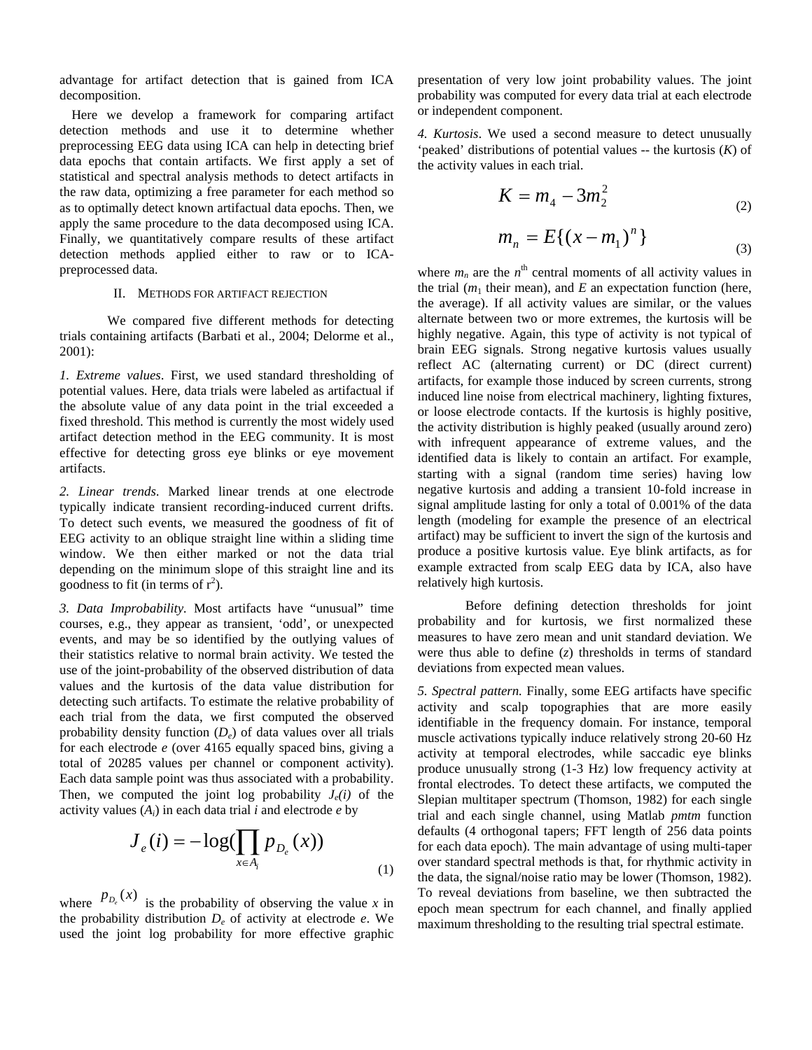advantage for artifact detection that is gained from ICA decomposition.

Here we develop a framework for comparing artifact detection methods and use it to determine whether preprocessing EEG data using ICA can help in detecting brief data epochs that contain artifacts. We first apply a set of statistical and spectral analysis methods to detect artifacts in the raw data, optimizing a free parameter for each method so as to optimally detect known artifactual data epochs. Then, we apply the same procedure to the data decomposed using ICA. Finally, we quantitatively compare results of these artifact detection methods applied either to raw or to ICA-preprocessed data.

## II. Methods for artifact rejection

We compared five different methods for detecting trials containing artifacts (Barbati et al., 2004; Delorme et al., 2001):

*1. Extreme values*. First, we used standard thresholding of potential values. Here, data trials were labeled as artifactual if the absolute value of any data point in the trial exceeded a fixed threshold. This method is currently the most widely used artifact detection method in the EEG community. It is most effective for detecting gross eye blinks or eye movement artifacts.

*2. Linear trends*. Marked linear trends at one electrode typically indicate transient recording-induced current drifts. To detect such events, we measured the goodness of fit of EEG activity to an oblique straight line within a sliding time window. We then either marked or not the data trial depending on the minimum slope of this straight line and its goodness to fit (in terms of $r^2$).

*3. Data Improbability.* Most artifacts have “unusual” time courses, e.g., they appear as transient, ‘odd’, or unexpected events, and may be so identified by the outlying values of their statistics relative to normal brain activity. We tested the use of the joint-probability of the observed distribution of data values and the kurtosis of the data value distribution for detecting such artifacts. To estimate the relative probability of each trial from the data, we first computed the observed probability density function ($D_e$) of data values over all trials for each electrode $e$ (over 4165 equally spaced bins, giving a total of 20285 values per channel or component activity). Each data sample point was thus associated with a probability. Then, we computed the joint log probability $J_e(i)$ of the activity values ($A_i$) in each data trial $i$ and electrode $e$ by

$$J_e(i) = -\log\left(\prod_{x \in A_i} p_{D_e}(x)\right) \tag{1}$$

where $p_{D_e}(x)$ is the probability of observing the value $x$ in the probability distribution $D_e$ of activity at electrode $e$. We used the joint log probability for more effective graphic presentation of very low joint probability values. The joint probability was computed for every data trial at each electrode or independent component.

*4. Kurtosis*. We used a second measure to detect unusually ‘peaked’ distributions of potential values -- the kurtosis ($K$) of the activity values in each trial.

$$K = m_4 - 3m_2^2 \tag{2}$$

$$m_n = E\{(x - m_1)^n\} \tag{3}$$

where $m_n$ are the $n^{\text{th}}$ central moments of all activity values in the trial ($m_1$ their mean), and $E$ an expectation function (here, the average). If all activity values are similar, or the values alternate between two or more extremes, the kurtosis will be highly negative. Again, this type of activity is not typical of brain EEG signals. Strong negative kurtosis values usually reflect AC (alternating current) or DC (direct current) artifacts, for example those induced by screen currents, strong induced line noise from electrical machinery, lighting fixtures, or loose electrode contacts. If the kurtosis is highly positive, the activity distribution is highly peaked (usually around zero) with infrequent appearance of extreme values, and the identified data is likely to contain an artifact. For example, starting with a signal (random time series) having low negative kurtosis and adding a transient 10-fold increase in signal amplitude lasting for only a total of 0.001% of the data length (modeling for example the presence of an electrical artifact) may be sufficient to invert the sign of the kurtosis and produce a positive kurtosis value. Eye blink artifacts, as for example extracted from scalp EEG data by ICA, also have relatively high kurtosis.

Before defining detection thresholds for joint probability and for kurtosis, we first normalized these measures to have zero mean and unit standard deviation. We were thus able to define ($z$) thresholds in terms of standard deviations from expected mean values.

*5. Spectral pattern.* Finally, some EEG artifacts have specific activity and scalp topographies that are more easily identifiable in the frequency domain. For instance, temporal muscle activations typically induce relatively strong 20-60 Hz activity at temporal electrodes, while saccadic eye blinks produce unusually strong (1-3 Hz) low frequency activity at frontal electrodes. To detect these artifacts, we computed the Slepian multitaper spectrum (Thomson, 1982) for each single trial and each single channel, using Matlab *pmtm* function defaults (4 orthogonal tapers; FFT length of 256 data points for each data epoch). The main advantage of using multi-taper over standard spectral methods is that, for rhythmic activity in the data, the signal/noise ratio may be lower (Thomson, 1982). To reveal deviations from baseline, we then subtracted the epoch mean spectrum for each channel, and finally applied maximum thresholding to the resulting trial spectral estimate.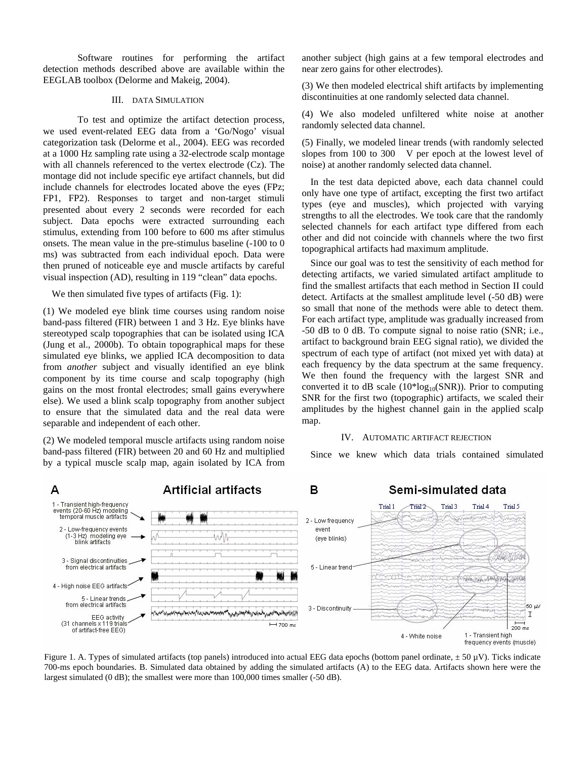Software routines for performing the artifact detection methods described above are available within the EEGLAB toolbox (Delorme and Makeig, 2004).

## III. Data Simulation

To test and optimize the artifact detection process, we used event-related EEG data from a 'Go/Nogo' visual categorization task (Delorme et al., 2004). EEG was recorded at a 1000 Hz sampling rate using a 32-electrode scalp montage with all channels referenced to the vertex electrode (Cz). The montage did not include specific eye artifact channels, but did include channels for electrodes located above the eyes (FPz; FP1, FP2). Responses to target and non-target stimuli presented about every 2 seconds were recorded for each subject. Data epochs were extracted surrounding each stimulus, extending from 100 before to 600 ms after stimulus onsets. The mean value in the pre-stimulus baseline (-100 to 0 ms) was subtracted from each individual epoch. Data were then pruned of noticeable eye and muscle artifacts by careful visual inspection (AD), resulting in 119 "clean" data epochs.

We then simulated five types of artifacts (Fig. 1):

(1) We modeled eye blink time courses using random noise band-pass filtered (FIR) between 1 and 3 Hz. Eye blinks have stereotyped scalp topographies that can be isolated using ICA (Jung et al., 2000b). To obtain topographical maps for these simulated eye blinks, we applied ICA decomposition to data from *another* subject and visually identified an eye blink component by its time course and scalp topography (high gains on the most frontal electrodes; small gains everywhere else). We used a blink scalp topography from another subject to ensure that the simulated data and the real data were separable and independent of each other.

(2) We modeled temporal muscle artifacts using random noise band-pass filtered (FIR) between 20 and 60 Hz and multiplied by a typical muscle scalp map, again isolated by ICA from another subject (high gains at a few temporal electrodes and near zero gains for other electrodes).

(3) We then modeled electrical shift artifacts by implementing discontinuities at one randomly selected data channel.

(4) We also modeled unfiltered white noise at another randomly selected data channel.

(5) Finally, we modeled linear trends (with randomly selected slopes from 100 to 300 V per epoch at the lowest level of noise) at another randomly selected data channel.

In the test data depicted above, each data channel could only have one type of artifact, excepting the first two artifact types (eye and muscles), which projected with varying strengths to all the electrodes. We took care that the randomly selected channels for each artifact type differed from each other and did not coincide with channels where the two first topographical artifacts had maximum amplitude.

Since our goal was to test the sensitivity of each method for detecting artifacts, we varied simulated artifact amplitude to find the smallest artifacts that each method in Section II could detect. Artifacts at the smallest amplitude level (-50 dB) were so small that none of the methods were able to detect them. For each artifact type, amplitude was gradually increased from -50 dB to 0 dB. To compute signal to noise ratio (SNR; i.e., artifact to background brain EEG signal ratio), we divided the spectrum of each type of artifact (not mixed yet with data) at each frequency by the data spectrum at the same frequency. We then found the frequency with the largest SNR and converted it to dB scale ($10*\log_{10}(\text{SNR})$). Prior to computing SNR for the first two (topographic) artifacts, we scaled their amplitudes by the highest channel gain in the applied scalp map.

## IV. Automatic Artifact Rejection

Since we knew which data trials contained simulated

Figure 1. A. Types of simulated artifacts (top panels) introduced into actual EEG data epochs (bottom panel ordinate, ± 50 µV). Ticks indicate 700-ms epoch boundaries. B. Simulated data obtained by adding the simulated artifacts (A) to the EEG data. Artifacts shown here were the largest simulated (0 dB); the smallest were more than 100,000 times smaller (-50 dB).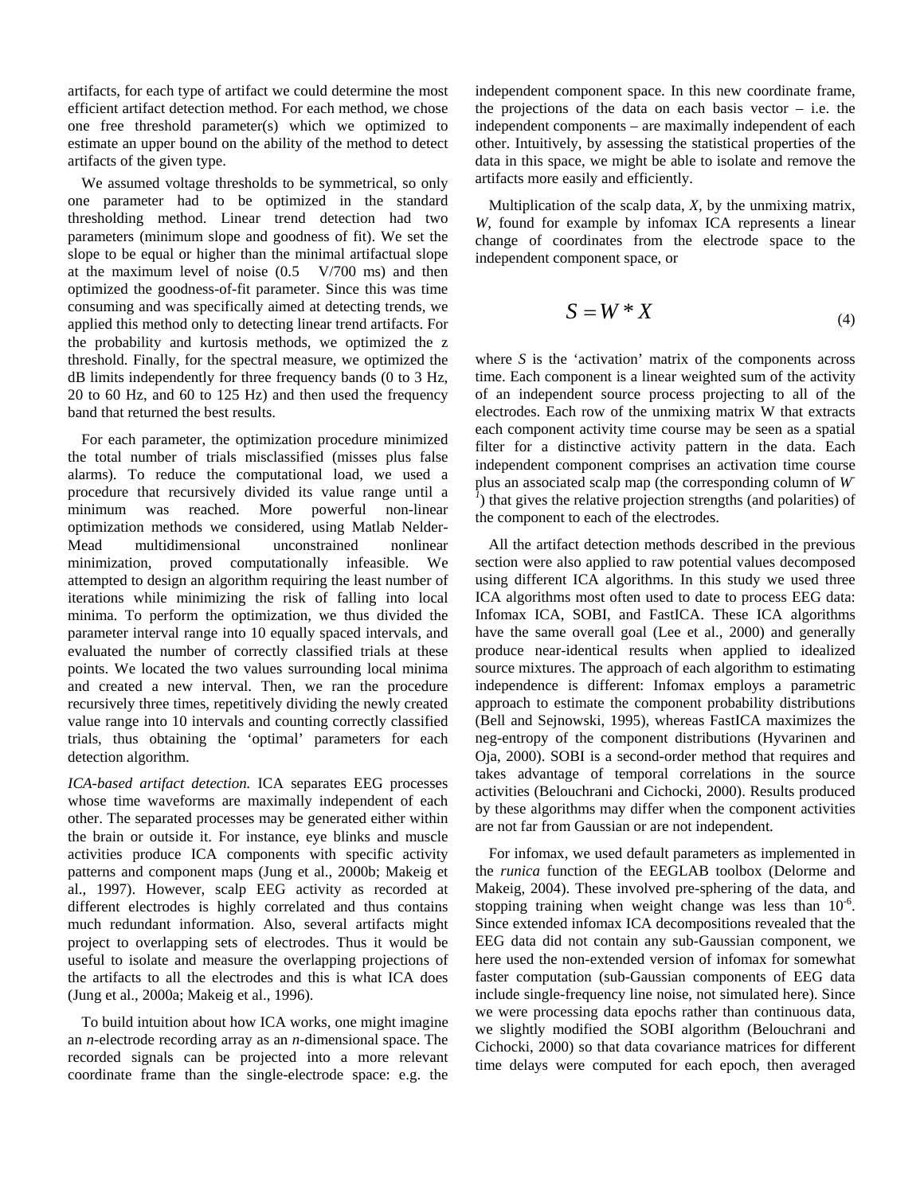artifacts, for each type of artifact we could determine the most efficient artifact detection method. For each method, we chose one free threshold parameter(s) which we optimized to estimate an upper bound on the ability of the method to detect artifacts of the given type.

We assumed voltage thresholds to be symmetrical, so only one parameter had to be optimized in the standard thresholding method. Linear trend detection had two parameters (minimum slope and goodness of fit). We set the slope to be equal or higher than the minimal artifactual slope at the maximum level of noise (0.5 V/700 ms) and then optimized the goodness-of-fit parameter. Since this was time consuming and was specifically aimed at detecting trends, we applied this method only to detecting linear trend artifacts. For the probability and kurtosis methods, we optimized the z threshold. Finally, for the spectral measure, we optimized the dB limits independently for three frequency bands (0 to 3 Hz, 20 to 60 Hz, and 60 to 125 Hz) and then used the frequency band that returned the best results.

For each parameter, the optimization procedure minimized the total number of trials misclassified (misses plus false alarms). To reduce the computational load, we used a procedure that recursively divided its value range until a minimum was reached. More powerful non-linear optimization methods we considered, using Matlab Nelder-Mead multidimensional unconstrained nonlinear minimization, proved computationally infeasible. We attempted to design an algorithm requiring the least number of iterations while minimizing the risk of falling into local minima. To perform the optimization, we thus divided the parameter interval range into 10 equally spaced intervals, and evaluated the number of correctly classified trials at these points. We located the two values surrounding local minima and created a new interval. Then, we ran the procedure recursively three times, repetitively dividing the newly created value range into 10 intervals and counting correctly classified trials, thus obtaining the 'optimal' parameters for each detection algorithm.

*ICA-based artifact detection.* ICA separates EEG processes whose time waveforms are maximally independent of each other. The separated processes may be generated either within the brain or outside it. For instance, eye blinks and muscle activities produce ICA components with specific activity patterns and component maps (Jung et al., 2000b; Makeig et al., 1997). However, scalp EEG activity as recorded at different electrodes is highly correlated and thus contains much redundant information. Also, several artifacts might project to overlapping sets of electrodes. Thus it would be useful to isolate and measure the overlapping projections of the artifacts to all the electrodes and this is what ICA does (Jung et al., 2000a; Makeig et al., 1996).

To build intuition about how ICA works, one might imagine an *n*-electrode recording array as an *n*-dimensional space. The recorded signals can be projected into a more relevant coordinate frame than the single-electrode space: e.g. the independent component space. In this new coordinate frame, the projections of the data on each basis vector – i.e. the independent components – are maximally independent of each other. Intuitively, by assessing the statistical properties of the data in this space, we might be able to isolate and remove the artifacts more easily and efficiently.

Multiplication of the scalp data, $X$, by the unmixing matrix, $W$, found for example by infomax ICA represents a linear change of coordinates from the electrode space to the independent component space, or

$$S = W * X \tag{4}$$

where $S$ is the 'activation' matrix of the components across time. Each component is a linear weighted sum of the activity of an independent source process projecting to all of the electrodes. Each row of the unmixing matrix W that extracts each component activity time course may be seen as a spatial filter for a distinctive activity pattern in the data. Each independent component comprises an activation time course plus an associated scalp map (the corresponding column of $W^{-1}$) that gives the relative projection strengths (and polarities) of the component to each of the electrodes.

All the artifact detection methods described in the previous section were also applied to raw potential values decomposed using different ICA algorithms. In this study we used three ICA algorithms most often used to date to process EEG data: Infomax ICA, SOBI, and FastICA. These ICA algorithms have the same overall goal (Lee et al., 2000) and generally produce near-identical results when applied to idealized source mixtures. The approach of each algorithm to estimating independence is different: Infomax employs a parametric approach to estimate the component probability distributions (Bell and Sejnowski, 1995), whereas FastICA maximizes the neg-entropy of the component distributions (Hyvarinen and Oja, 2000). SOBI is a second-order method that requires and takes advantage of temporal correlations in the source activities (Belouchrani and Cichocki, 2000). Results produced by these algorithms may differ when the component activities are not far from Gaussian or are not independent.

For infomax, we used default parameters as implemented in the *runica* function of the EEGLAB toolbox (Delorme and Makeig, 2004). These involved pre-sphering of the data, and stopping training when weight change was less than $10^{-6}$. Since extended infomax ICA decompositions revealed that the EEG data did not contain any sub-Gaussian component, we here used the non-extended version of infomax for somewhat faster computation (sub-Gaussian components of EEG data include single-frequency line noise, not simulated here). Since we were processing data epochs rather than continuous data, we slightly modified the SOBI algorithm (Belouchrani and Cichocki, 2000) so that data covariance matrices for different time delays were computed for each epoch, then averaged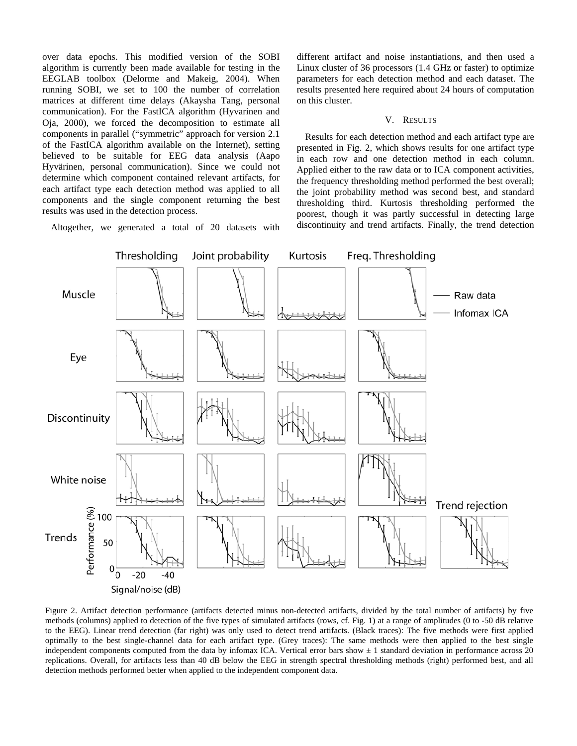over data epochs. This modified version of the SOBI algorithm is currently been made available for testing in the EEGLAB toolbox (Delorme and Makeig, 2004). When running SOBI, we set to 100 the number of correlation matrices at different time delays (Akaysha Tang, personal communication). For the FastICA algorithm (Hyvarinen and Oja, 2000), we forced the decomposition to estimate all components in parallel ("symmetric" approach for version 2.1 of the FastICA algorithm available on the Internet), setting believed to be suitable for EEG data analysis (Aapo Hyvärinen, personal communication). Since we could not determine which component contained relevant artifacts, for each artifact type each detection method was applied to all components and the single component returning the best results was used in the detection process.

Altogether, we generated a total of 20 datasets with different artifact and noise instantiations, and then used a Linux cluster of 36 processors (1.4 GHz or faster) to optimize parameters for each detection method and each dataset. The results presented here required about 24 hours of computation on this cluster.

## V. Results

Results for each detection method and each artifact type are presented in Fig. 2, which shows results for one artifact type in each row and one detection method in each column. Applied either to the raw data or to ICA component activities, the frequency thresholding method performed the best overall; the joint probability method was second best, and standard thresholding third. Kurtosis thresholding performed the poorest, though it was partly successful in detecting large discontinuity and trend artifacts. Finally, the trend detection

Figure 2. Artifact detection performance (artifacts detected minus non-detected artifacts, divided by the total number of artifacts) by five methods (columns) applied to detection of the five types of simulated artifacts (rows, cf. Fig. 1) at a range of amplitudes (0 to -50 dB relative to the EEG). Linear trend detection (far right) was only used to detect trend artifacts. (Black traces): The five methods were first applied optimally to the best single-channel data for each artifact type. (Grey traces): The same methods were then applied to the best single independent components computed from the data by infomax ICA. Vertical error bars show ± 1 standard deviation in performance across 20 replications. Overall, for artifacts less than 40 dB below the EEG in strength spectral thresholding methods (right) performed best, and all detection methods performed better when applied to the independent component data.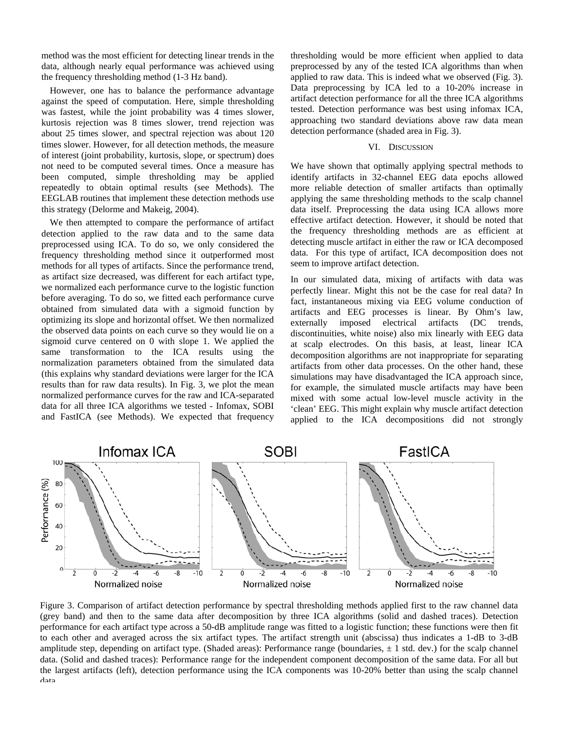method was the most efficient for detecting linear trends in the data, although nearly equal performance was achieved using the frequency thresholding method (1-3 Hz band).

However, one has to balance the performance advantage against the speed of computation. Here, simple thresholding was fastest, while the joint probability was 4 times slower, kurtosis rejection was 8 times slower, trend rejection was about 25 times slower, and spectral rejection was about 120 times slower. However, for all detection methods, the measure of interest (joint probability, kurtosis, slope, or spectrum) does not need to be computed several times. Once a measure has been computed, simple thresholding may be applied repeatedly to obtain optimal results (see Methods). The EEGLAB routines that implement these detection methods use this strategy (Delorme and Makeig, 2004).

We then attempted to compare the performance of artifact detection applied to the raw data and to the same data preprocessed using ICA. To do so, we only considered the frequency thresholding method since it outperformed most methods for all types of artifacts. Since the performance trend, as artifact size decreased, was different for each artifact type, we normalized each performance curve to the logistic function before averaging. To do so, we fitted each performance curve obtained from simulated data with a sigmoid function by optimizing its slope and horizontal offset. We then normalized the observed data points on each curve so they would lie on a sigmoid curve centered on 0 with slope 1. We applied the same transformation to the ICA results using the normalization parameters obtained from the simulated data (this explains why standard deviations were larger for the ICA results than for raw data results). In Fig. 3, we plot the mean normalized performance curves for the raw and ICA-separated data for all three ICA algorithms we tested - Infomax, SOBI and FastICA (see Methods). We expected that frequency thresholding would be more efficient when applied to data preprocessed by any of the tested ICA algorithms than when applied to raw data. This is indeed what we observed (Fig. 3). Data preprocessing by ICA led to a 10-20% increase in artifact detection performance for all the three ICA algorithms tested. Detection performance was best using infomax ICA, approaching two standard deviations above raw data mean detection performance (shaded area in Fig. 3).

## VI. Discussion

We have shown that optimally applying spectral methods to identify artifacts in 32-channel EEG data epochs allowed more reliable detection of smaller artifacts than optimally applying the same thresholding methods to the scalp channel data itself. Preprocessing the data using ICA allows more effective artifact detection. However, it should be noted that the frequency thresholding methods are as efficient at detecting muscle artifact in either the raw or ICA decomposed data. For this type of artifact, ICA decomposition does not seem to improve artifact detection.

In our simulated data, mixing of artifacts with data was perfectly linear. Might this not be the case for real data? In fact, instantaneous mixing via EEG volume conduction of artifacts and EEG processes is linear. By Ohm's law, externally imposed electrical artifacts (DC trends, discontinuities, white noise) also mix linearly with EEG data at scalp electrodes. On this basis, at least, linear ICA decomposition algorithms are not inappropriate for separating artifacts from other data processes. On the other hand, these simulations may have disadvantaged the ICA approach since, for example, the simulated muscle artifacts may have been mixed with some actual low-level muscle activity in the 'clean' EEG. This might explain why muscle artifact detection applied to the ICA decompositions did not strongly

Figure 3. Comparison of artifact detection performance by spectral thresholding methods applied first to the raw channel data (grey band) and then to the same data after decomposition by three ICA algorithms (solid and dashed traces). Detection performance for each artifact type across a 50-dB amplitude range was fitted to a logistic function; these functions were then fit to each other and averaged across the six artifact types. The artifact strength unit (abscissa) thus indicates a 1-dB to 3-dB amplitude step, depending on artifact type. (Shaded areas): Performance range (boundaries, ± 1 std. dev.) for the scalp channel data. (Solid and dashed traces): Performance range for the independent component decomposition of the same data. For all but the largest artifacts (left), detection performance using the ICA components was 10-20% better than using the scalp channel data.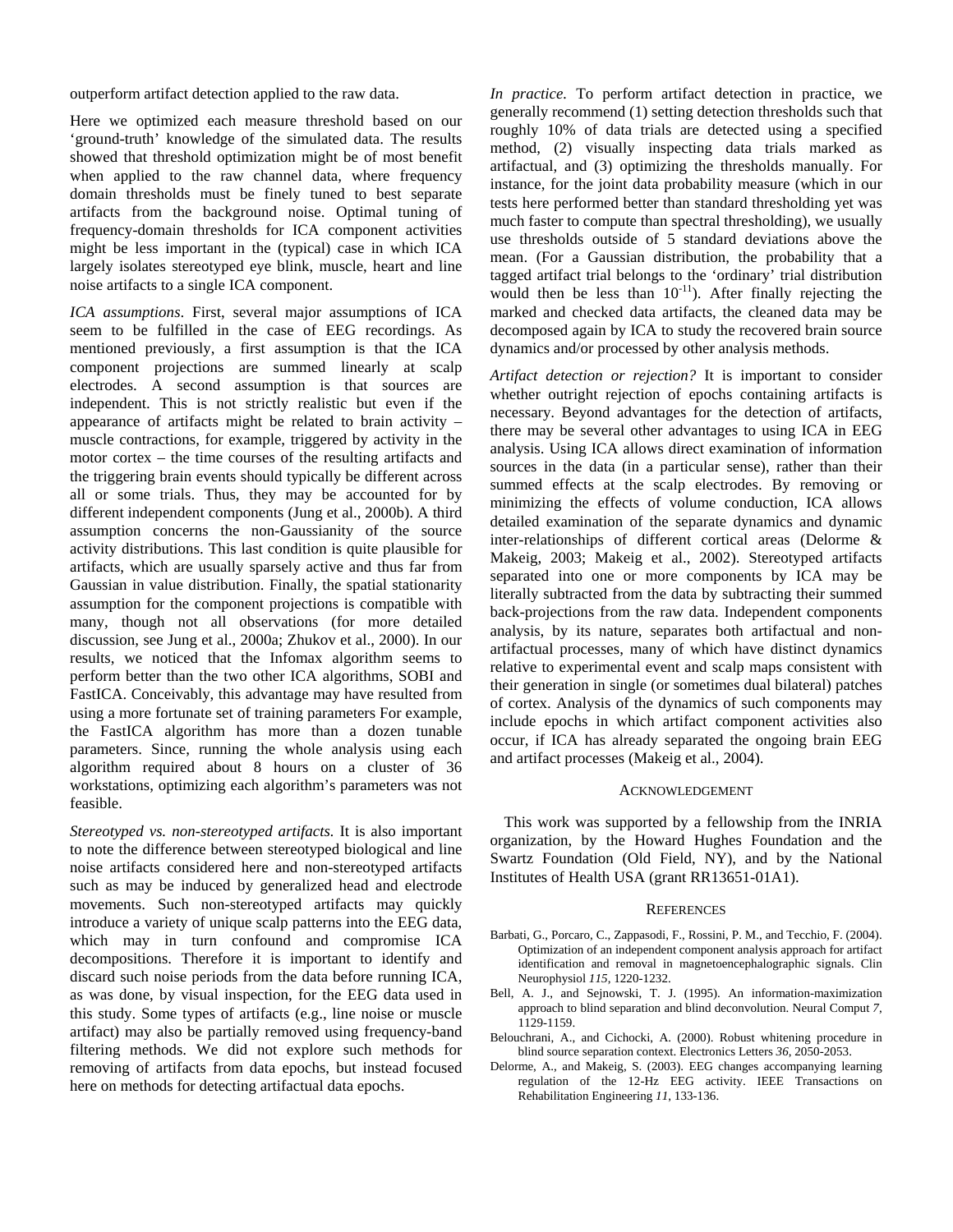outperform artifact detection applied to the raw data.

Here we optimized each measure threshold based on our 'ground-truth' knowledge of the simulated data. The results showed that threshold optimization might be of most benefit when applied to the raw channel data, where frequency domain thresholds must be finely tuned to best separate artifacts from the background noise. Optimal tuning of frequency-domain thresholds for ICA component activities might be less important in the (typical) case in which ICA largely isolates stereotyped eye blink, muscle, heart and line noise artifacts to a single ICA component.

*ICA assumptions*. First, several major assumptions of ICA seem to be fulfilled in the case of EEG recordings. As mentioned previously, a first assumption is that the ICA component projections are summed linearly at scalp electrodes. A second assumption is that sources are independent. This is not strictly realistic but even if the appearance of artifacts might be related to brain activity – muscle contractions, for example, triggered by activity in the motor cortex – the time courses of the resulting artifacts and the triggering brain events should typically be different across all or some trials. Thus, they may be accounted for by different independent components (Jung et al., 2000b). A third assumption concerns the non-Gaussianity of the source activity distributions. This last condition is quite plausible for artifacts, which are usually sparsely active and thus far from Gaussian in value distribution. Finally, the spatial stationarity assumption for the component projections is compatible with many, though not all observations (for more detailed discussion, see Jung et al., 2000a; Zhukov et al., 2000). In our results, we noticed that the Infomax algorithm seems to perform better than the two other ICA algorithms, SOBI and FastICA. Conceivably, this advantage may have resulted from using a more fortunate set of training parameters For example, the FastICA algorithm has more than a dozen tunable parameters. Since, running the whole analysis using each algorithm required about 8 hours on a cluster of 36 workstations, optimizing each algorithm's parameters was not feasible.

*Stereotyped vs. non-stereotyped artifacts.* It is also important to note the difference between stereotyped biological and line noise artifacts considered here and non-stereotyped artifacts such as may be induced by generalized head and electrode movements. Such non-stereotyped artifacts may quickly introduce a variety of unique scalp patterns into the EEG data, which may in turn confound and compromise ICA decompositions. Therefore it is important to identify and discard such noise periods from the data before running ICA, as was done, by visual inspection, for the EEG data used in this study. Some types of artifacts (e.g., line noise or muscle artifact) may also be partially removed using frequency-band filtering methods. We did not explore such methods for removing of artifacts from data epochs, but instead focused here on methods for detecting artifactual data epochs.

*In practice.* To perform artifact detection in practice, we generally recommend (1) setting detection thresholds such that roughly 10% of data trials are detected using a specified method, (2) visually inspecting data trials marked as artifactual, and (3) optimizing the thresholds manually. For instance, for the joint data probability measure (which in our tests here performed better than standard thresholding yet was much faster to compute than spectral thresholding), we usually use thresholds outside of 5 standard deviations above the mean. (For a Gaussian distribution, the probability that a tagged artifact trial belongs to the 'ordinary' trial distribution would then be less than $10^{-11}$). After finally rejecting the marked and checked data artifacts, the cleaned data may be decomposed again by ICA to study the recovered brain source dynamics and/or processed by other analysis methods.

*Artifact detection or rejection?* It is important to consider whether outright rejection of epochs containing artifacts is necessary. Beyond advantages for the detection of artifacts, there may be several other advantages to using ICA in EEG analysis. Using ICA allows direct examination of information sources in the data (in a particular sense), rather than their summed effects at the scalp electrodes. By removing or minimizing the effects of volume conduction, ICA allows detailed examination of the separate dynamics and dynamic inter-relationships of different cortical areas (Delorme & Makeig, 2003; Makeig et al., 2002). Stereotyped artifacts separated into one or more components by ICA may be literally subtracted from the data by subtracting their summed back-projections from the raw data. Independent components analysis, by its nature, separates both artifactual and non-artifactual processes, many of which have distinct dynamics relative to experimental event and scalp maps consistent with their generation in single (or sometimes dual bilateral) patches of cortex. Analysis of the dynamics of such components may include epochs in which artifact component activities also occur, if ICA has already separated the ongoing brain EEG and artifact processes (Makeig et al., 2004).

## Acknowledgement

This work was supported by a fellowship from the INRIA organization, by the Howard Hughes Foundation and the Swartz Foundation (Old Field, NY), and by the National Institutes of Health USA (grant RR13651-01A1).

## References

Barbati, G., Porcaro, C., Zappasodi, F., Rossini, P. M., and Tecchio, F. (2004). Optimization of an independent component analysis approach for artifact identification and removal in magnetoencephalographic signals. Clin Neurophysiol *115*, 1220-1232.

Bell, A. J., and Sejnowski, T. J. (1995). An information-maximization approach to blind separation and blind deconvolution. Neural Comput *7*, 1129-1159.

Belouchrani, A., and Cichocki, A. (2000). Robust whitening procedure in blind source separation context. Electronics Letters *36*, 2050-2053.

Delorme, A., and Makeig, S. (2003). EEG changes accompanying learning regulation of the 12-Hz EEG activity. IEEE Transactions on Rehabilitation Engineering *11*, 133-136.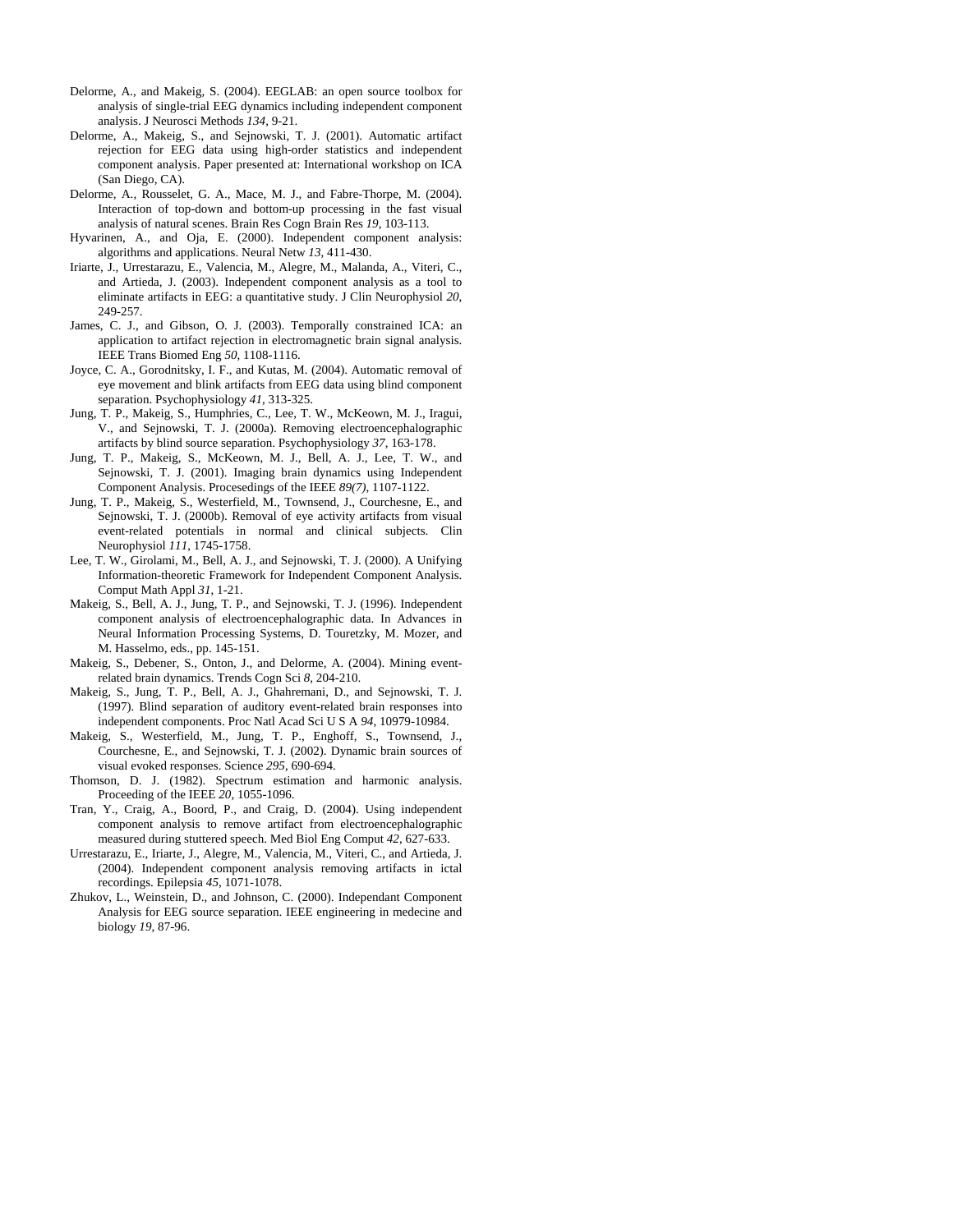Delorme, A., and Makeig, S. (2004). EEGLAB: an open source toolbox for analysis of single-trial EEG dynamics including independent component analysis. J Neurosci Methods *134*, 9-21.

Delorme, A., Makeig, S., and Sejnowski, T. J. (2001). Automatic artifact rejection for EEG data using high-order statistics and independent component analysis. Paper presented at: International workshop on ICA (San Diego, CA).

Delorme, A., Rousselet, G. A., Mace, M. J., and Fabre-Thorpe, M. (2004). Interaction of top-down and bottom-up processing in the fast visual analysis of natural scenes. Brain Res Cogn Brain Res *19*, 103-113.

Hyvarinen, A., and Oja, E. (2000). Independent component analysis: algorithms and applications. Neural Netw *13*, 411-430.

Iriarte, J., Urrestarazu, E., Valencia, M., Alegre, M., Malanda, A., Viteri, C., and Artieda, J. (2003). Independent component analysis as a tool to eliminate artifacts in EEG: a quantitative study. J Clin Neurophysiol *20*, 249-257.

James, C. J., and Gibson, O. J. (2003). Temporally constrained ICA: an application to artifact rejection in electromagnetic brain signal analysis. IEEE Trans Biomed Eng *50*, 1108-1116.

Joyce, C. A., Gorodnitsky, I. F., and Kutas, M. (2004). Automatic removal of eye movement and blink artifacts from EEG data using blind component separation. Psychophysiology *41*, 313-325.

Jung, T. P., Makeig, S., Humphries, C., Lee, T. W., McKeown, M. J., Iragui, V., and Sejnowski, T. J. (2000a). Removing electroencephalographic artifacts by blind source separation. Psychophysiology *37*, 163-178.

Jung, T. P., Makeig, S., McKeown, M. J., Bell, A. J., Lee, T. W., and Sejnowski, T. J. (2001). Imaging brain dynamics using Independent Component Analysis. Procesedings of the IEEE *89(7)*, 1107-1122.

Jung, T. P., Makeig, S., Westerfield, M., Townsend, J., Courchesne, E., and Sejnowski, T. J. (2000b). Removal of eye activity artifacts from visual event-related potentials in normal and clinical subjects. Clin Neurophysiol *111*, 1745-1758.

Lee, T. W., Girolami, M., Bell, A. J., and Sejnowski, T. J. (2000). A Unifying Information-theoretic Framework for Independent Component Analysis. Comput Math Appl *31*, 1-21.

Makeig, S., Bell, A. J., Jung, T. P., and Sejnowski, T. J. (1996). Independent component analysis of electroencephalographic data. In Advances in Neural Information Processing Systems, D. Touretzky, M. Mozer, and M. Hasselmo, eds., pp. 145-151.

Makeig, S., Debener, S., Onton, J., and Delorme, A. (2004). Mining event-related brain dynamics. Trends Cogn Sci *8*, 204-210.

Makeig, S., Jung, T. P., Bell, A. J., Ghahremani, D., and Sejnowski, T. J. (1997). Blind separation of auditory event-related brain responses into independent components. Proc Natl Acad Sci U S A *94*, 10979-10984.

Makeig, S., Westerfield, M., Jung, T. P., Enghoff, S., Townsend, J., Courchesne, E., and Sejnowski, T. J. (2002). Dynamic brain sources of visual evoked responses. Science *295*, 690-694.

Thomson, D. J. (1982). Spectrum estimation and harmonic analysis. Proceeding of the IEEE *20*, 1055-1096.

Tran, Y., Craig, A., Boord, P., and Craig, D. (2004). Using independent component analysis to remove artifact from electroencephalographic measured during stuttered speech. Med Biol Eng Comput *42*, 627-633.

Urrestarazu, E., Iriarte, J., Alegre, M., Valencia, M., Viteri, C., and Artieda, J. (2004). Independent component analysis removing artifacts in ictal recordings. Epilepsia *45*, 1071-1078.

Zhukov, L., Weinstein, D., and Johnson, C. (2000). Independant Component Analysis for EEG source separation. IEEE engineering in medecine and biology *19*, 87-96.